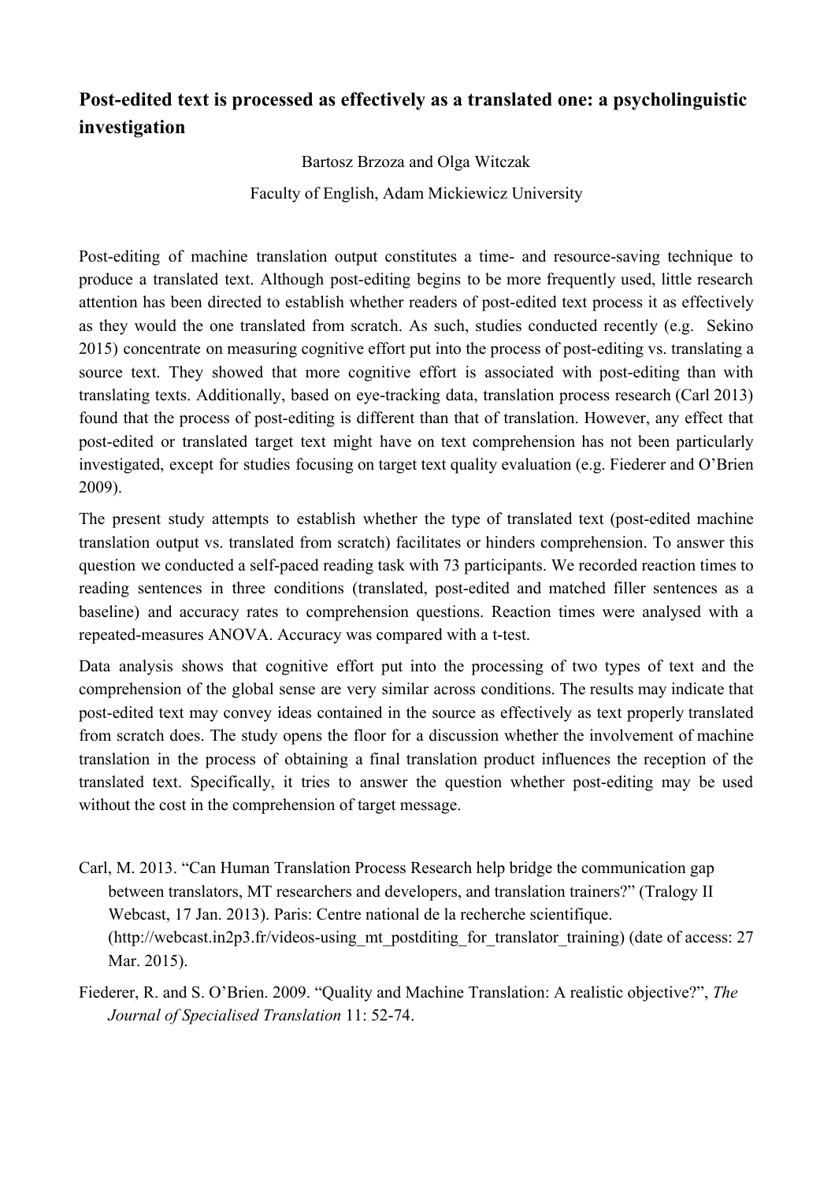# Post-edited text is processed as effectively as a translated one: a psycholinguistic investigation

Bartosz Brzoza and Olga Witczak

Faculty of English, Adam Mickiewicz University

Post-editing of machine translation output constitutes a time- and resource-saving technique to produce a translated text. Although post-editing begins to be more frequently used, little research attention has been directed to establish whether readers of post-edited text process it as effectively as they would the one translated from scratch. As such, studies conducted recently (e.g. Sekino 2015) concentrate on measuring cognitive effort put into the process of post-editing vs. translating a source text. They showed that more cognitive effort is associated with post-editing than with translating texts. Additionally, based on eye-tracking data, translation process research (Carl 2013) found that the process of post-editing is different than that of translation. However, any effect that post-edited or translated target text might have on text comprehension has not been particularly investigated, except for studies focusing on target text quality evaluation (e.g. Fiederer and O'Brien 2009).

The present study attempts to establish whether the type of translated text (post-edited machine translation output vs. translated from scratch) facilitates or hinders comprehension. To answer this question we conducted a self-paced reading task with 73 participants. We recorded reaction times to reading sentences in three conditions (translated, post-edited and matched filler sentences as a baseline) and accuracy rates to comprehension questions. Reaction times were analysed with a repeated-measures ANOVA. Accuracy was compared with a t-test.

Data analysis shows that cognitive effort put into the processing of two types of text and the comprehension of the global sense are very similar across conditions. The results may indicate that post-edited text may convey ideas contained in the source as effectively as text properly translated from scratch does. The study opens the floor for a discussion whether the involvement of machine translation in the process of obtaining a final translation product influences the reception of the translated text. Specifically, it tries to answer the question whether post-editing may be used without the cost in the comprehension of target message.

Carl, M. 2013. "Can Human Translation Process Research help bridge the communication gap between translators, MT researchers and developers, and translation trainers?" (Tralogy II Webcast, 17 Jan. 2013). Paris: Centre national de la recherche scientifique. (http://webcast.in2p3.fr/videos-using_mt_postditing_for_translator_training) (date of access: 27 Mar. 2015).

Fiederer, R. and S. O'Brien. 2009. "Quality and Machine Translation: A realistic objective?", *The Journal of Specialised Translation* 11: 52-74.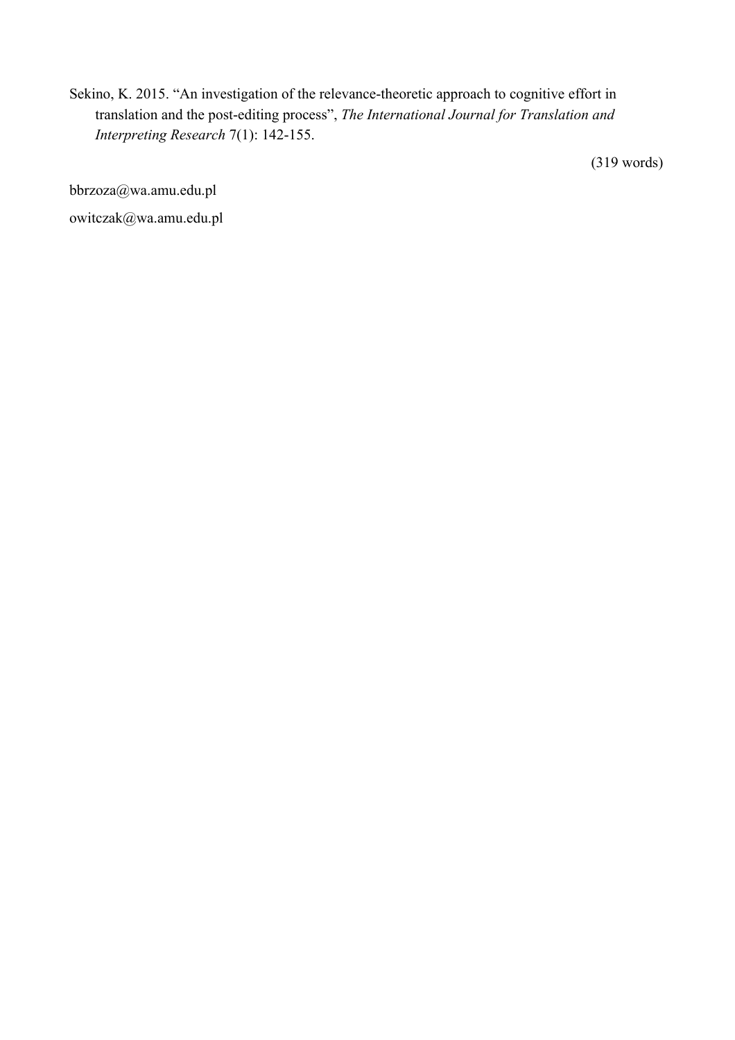Sekino, K. 2015. "An investigation of the relevance-theoretic approach to cognitive effort in translation and the post-editing process", *The International Journal for Translation and Interpreting Research* 7(1): 142-155.

(319 words)

bbrzoza@wa.amu.edu.pl

owitczak@wa.amu.edu.pl